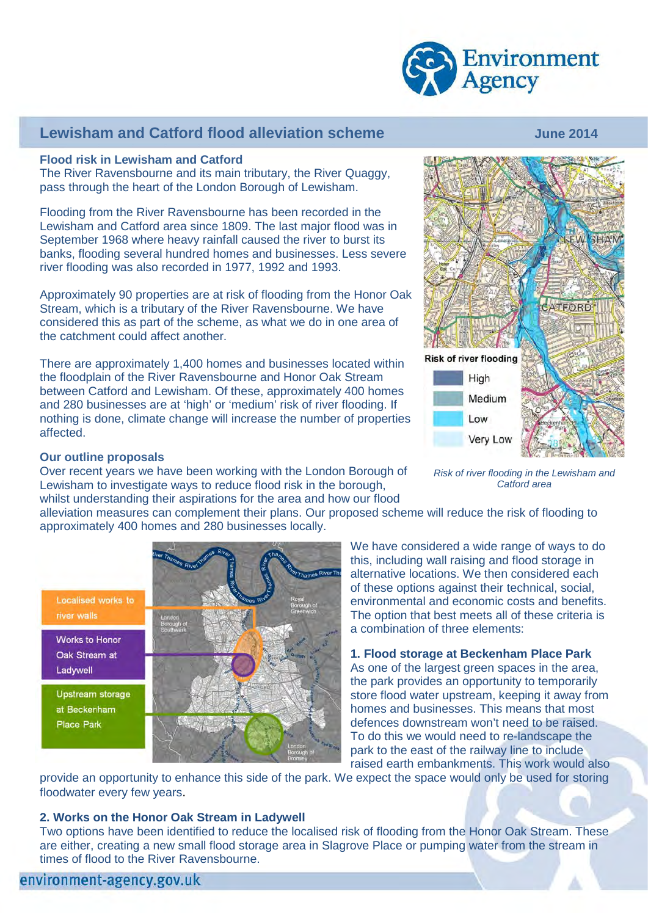# Lewisham and Catford flood alleviation scheme

**June 2014**

### Flood risk in Lewisham and Catford

The River Ravensbourne and its main tributary, the River Quaggy, pass through the heart of the London Borough of Lewisham.

Flooding from the River Ravensbourne has been recorded in the Lewisham and Catford area since 1809. The last major flood was in September 1968 where heavy rainfall caused the river to burst its banks, flooding several hundred homes and businesses. Less severe river flooding was also recorded in 1977, 1992 and 1993.

Approximately 90 properties are at risk of flooding from the Honor Oak Stream, which is a tributary of the River Ravensbourne. We have considered this as part of the scheme, as what we do in one area of the catchment could affect another.

There are approximately 1,400 homes and businesses located within the floodplain of the River Ravensbourne and Honor Oak Stream between Catford and Lewisham. Of these, approximately 400 homes and 280 businesses are at 'high' or 'medium' risk of river flooding. If nothing is done, climate change will increase the number of properties affected.

*Risk of river flooding in the Lewisham and Catford area*

### Our outline proposals

Over recent years we have been working with the London Borough of Lewisham to investigate ways to reduce flood risk in the borough, whilst understanding their aspirations for the area and how our flood alleviation measures can complement their plans. Our proposed scheme will reduce the risk of flooding to approximately 400 homes and 280 businesses locally.

We have considered a wide range of ways to do this, including wall raising and flood storage in alternative locations. We then considered each of these options against their technical, social, environmental and economic costs and benefits. The option that best meets all of these criteria is a combination of three elements:

### 1. Flood storage at Beckenham Place Park

As one of the largest green spaces in the area, the park provides an opportunity to temporarily store flood water upstream, keeping it away from homes and businesses. This means that most defences downstream won't need to be raised. To do this we would need to re-landscape the park to the east of the railway line to include raised earth embankments. This work would also provide an opportunity to enhance this side of the park. We expect the space would only be used for storing floodwater every few years.

### 2. Works on the Honor Oak Stream in Ladywell

Two options have been identified to reduce the localised risk of flooding from the Honor Oak Stream. These are either, creating a new small flood storage area in Slagrove Place or pumping water from the stream in times of flood to the River Ravensbourne.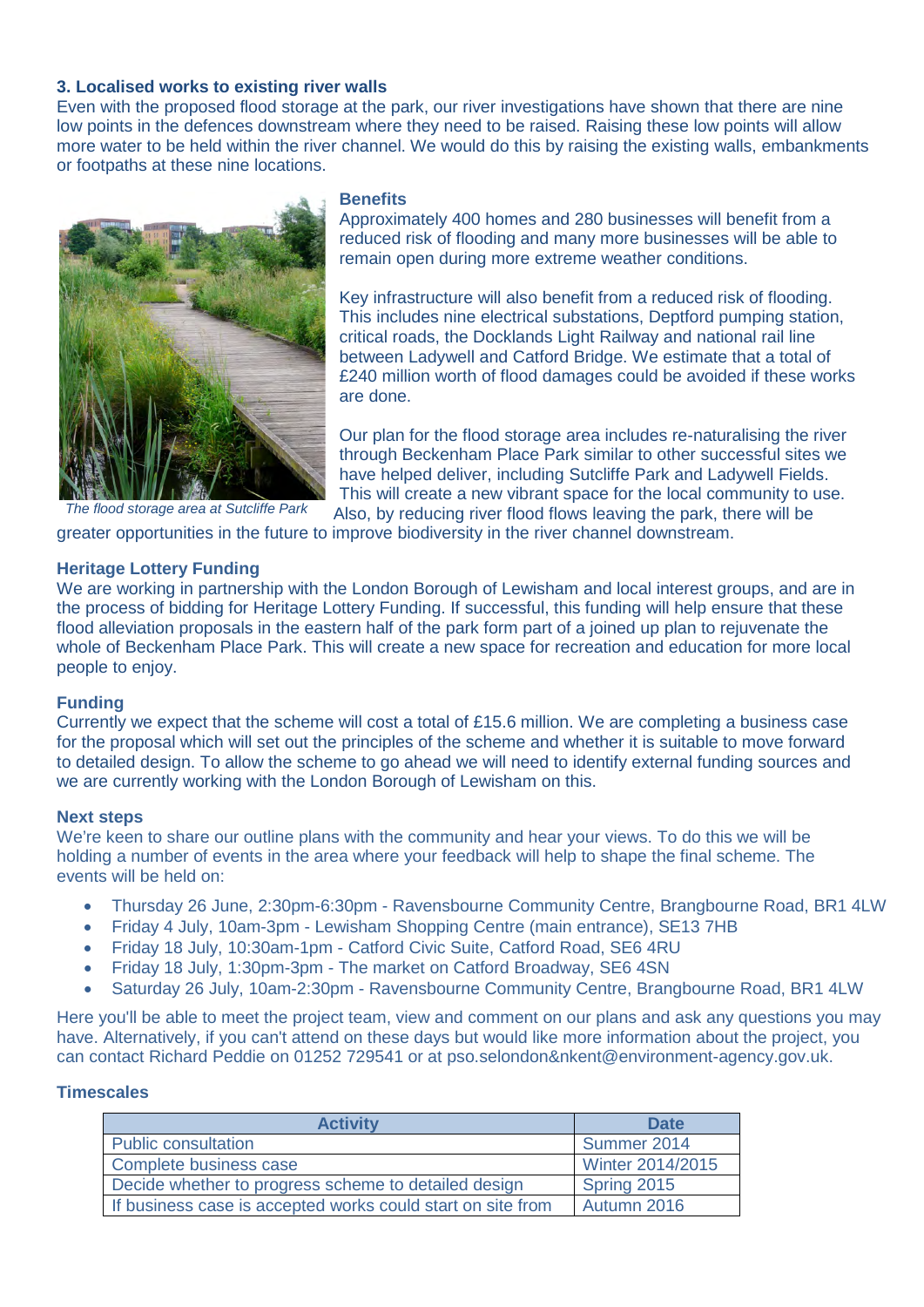### 3. Localised works to existing river walls

Even with the proposed flood storage at the park, our river investigations have shown that there are nine low points in the defences downstream where they need to be raised. Raising these low points will allow more water to be held within the river channel. We would do this by raising the existing walls, embankments or footpaths at these nine locations.

*The flood storage area at Sutcliffe Park*

### Benefits

Approximately 400 homes and 280 businesses will benefit from a reduced risk of flooding and many more businesses will be able to remain open during more extreme weather conditions.

Key infrastructure will also benefit from a reduced risk of flooding. This includes nine electrical substations, Deptford pumping station, critical roads, the Docklands Light Railway and national rail line between Ladywell and Catford Bridge. We estimate that a total of £240 million worth of flood damages could be avoided if these works are done.

Our plan for the flood storage area includes re-naturalising the river through Beckenham Place Park similar to other successful sites we have helped deliver, including Sutcliffe Park and Ladywell Fields. This will create a new vibrant space for the local community to use. Also, by reducing river flood flows leaving the park, there will be greater opportunities in the future to improve biodiversity in the river channel downstream.

### Heritage Lottery Funding

We are working in partnership with the London Borough of Lewisham and local interest groups, and are in the process of bidding for Heritage Lottery Funding. If successful, this funding will help ensure that these flood alleviation proposals in the eastern half of the park form part of a joined up plan to rejuvenate the whole of Beckenham Place Park. This will create a new space for recreation and education for more local people to enjoy.

### Funding

Currently we expect that the scheme will cost a total of £15.6 million. We are completing a business case for the proposal which will set out the principles of the scheme and whether it is suitable to move forward to detailed design. To allow the scheme to go ahead we will need to identify external funding sources and we are currently working with the London Borough of Lewisham on this.

### Next steps

We're keen to share our outline plans with the community and hear your views. To do this we will be holding a number of events in the area where your feedback will help to shape the final scheme. The events will be held on:

- Thursday 26 June, 2:30pm-6:30pm - Ravensbourne Community Centre, Brangbourne Road, BR1 4LW
- Friday 4 July, 10am-3pm - Lewisham Shopping Centre (main entrance), SE13 7HB
- Friday 18 July, 10:30am-1pm - Catford Civic Suite, Catford Road, SE6 4RU
- Friday 18 July, 1:30pm-3pm - The market on Catford Broadway, SE6 4SN
- Saturday 26 July, 10am-2:30pm - Ravensbourne Community Centre, Brangbourne Road, BR1 4LW

Here you'll be able to meet the project team, view and comment on our plans and ask any questions you may have. Alternatively, if you can't attend on these days but would like more information about the project, you can contact Richard Peddie on 01252 729541 or at pso.selondon&nkent@environment-agency.gov.uk.

### Timescales

| Activity | Date |
|---|---|
| Public consultation | Summer 2014 |
| Complete business case | Winter 2014/2015 |
| Decide whether to progress scheme to detailed design | Spring 2015 |
| If business case is accepted works could start on site from | Autumn 2016 |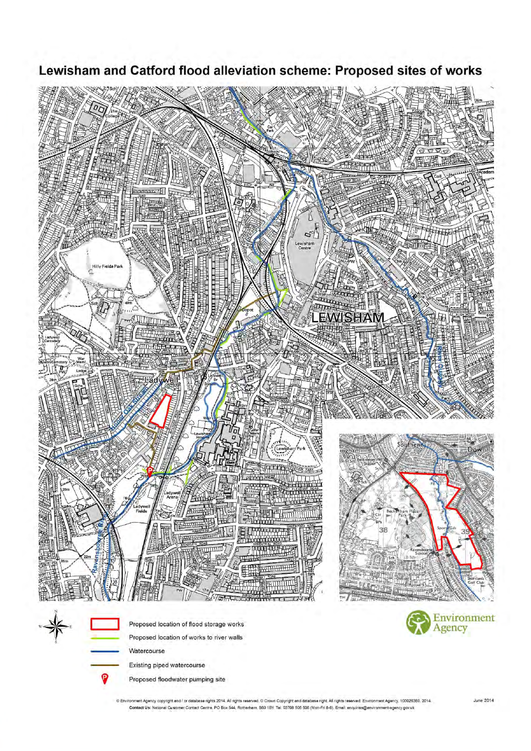# Lewisham and Catford flood alleviation scheme: Proposed sites of works

Proposed location of flood storage works

Proposed location of works to river walls

Watercourse

Existing piped watercourse

Proposed floodwater pumping site

© Environment Agency copyright and / or database rights 2014. All rights reserved. © Crown Copyright and database right. All rights reserved. Environment Agency, 100026380, 2014.

**Contact Us:** National Customer Contact Centre, PO Box 544, Rotherham, S60 1BY. Tel: 03708 506 506 (Mon-Fri 8-6). Email: enquiries@environment-agency.gov.uk

June 2014